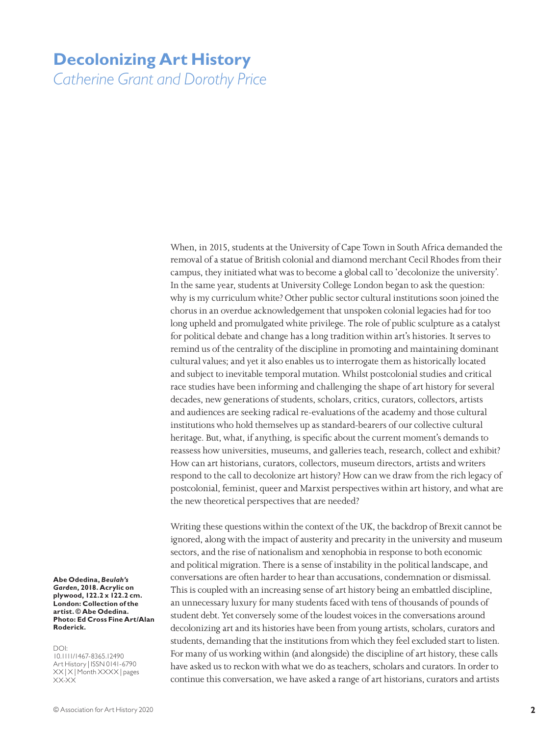# Decolonizing Art History

*Catherine Grant and Dorothy Price*

When, in 2015, students at the University of Cape Town in South Africa demanded the removal of a statue of British colonial and diamond merchant Cecil Rhodes from their campus, they initiated what was to become a global call to 'decolonize the university'. In the same year, students at University College London began to ask the question: why is my curriculum white? Other public sector cultural institutions soon joined the chorus in an overdue acknowledgement that unspoken colonial legacies had for too long upheld and promulgated white privilege. The role of public sculpture as a catalyst for political debate and change has a long tradition within art's histories. It serves to remind us of the centrality of the discipline in promoting and maintaining dominant cultural values; and yet it also enables us to interrogate them as historically located and subject to inevitable temporal mutation. Whilst postcolonial studies and critical race studies have been informing and challenging the shape of art history for several decades, new generations of students, scholars, critics, curators, collectors, artists and audiences are seeking radical re-evaluations of the academy and those cultural institutions who hold themselves up as standard-bearers of our collective cultural heritage. But, what, if anything, is specific about the current moment's demands to reassess how universities, museums, and galleries teach, research, collect and exhibit? How can art historians, curators, collectors, museum directors, artists and writers respond to the call to decolonize art history? How can we draw from the rich legacy of postcolonial, feminist, queer and Marxist perspectives within art history, and what are the new theoretical perspectives that are needed?

Writing these questions within the context of the UK, the backdrop of Brexit cannot be ignored, along with the impact of austerity and precarity in the university and museum sectors, and the rise of nationalism and xenophobia in response to both economic and political migration. There is a sense of instability in the political landscape, and conversations are often harder to hear than accusations, condemnation or dismissal. This is coupled with an increasing sense of art history being an embattled discipline, an unnecessary luxury for many students faced with tens of thousands of pounds of student debt. Yet conversely some of the loudest voices in the conversations around decolonizing art and its histories have been from young artists, scholars, curators and students, demanding that the institutions from which they feel excluded start to listen. For many of us working within (and alongside) the discipline of art history, these calls have asked us to reckon with what we do as teachers, scholars and curators. In order to continue this conversation, we have asked a range of art historians, curators and artists

**Abe Odedina, *Beulah's Garden*, 2018. Acrylic on plywood, 122.2 x 122.2 cm. London: Collection of the artist. © Abe Odedina. Photo: Ed Cross Fine Art/Alan Roderick.**

DOI: 10.1111/1467-8365.12490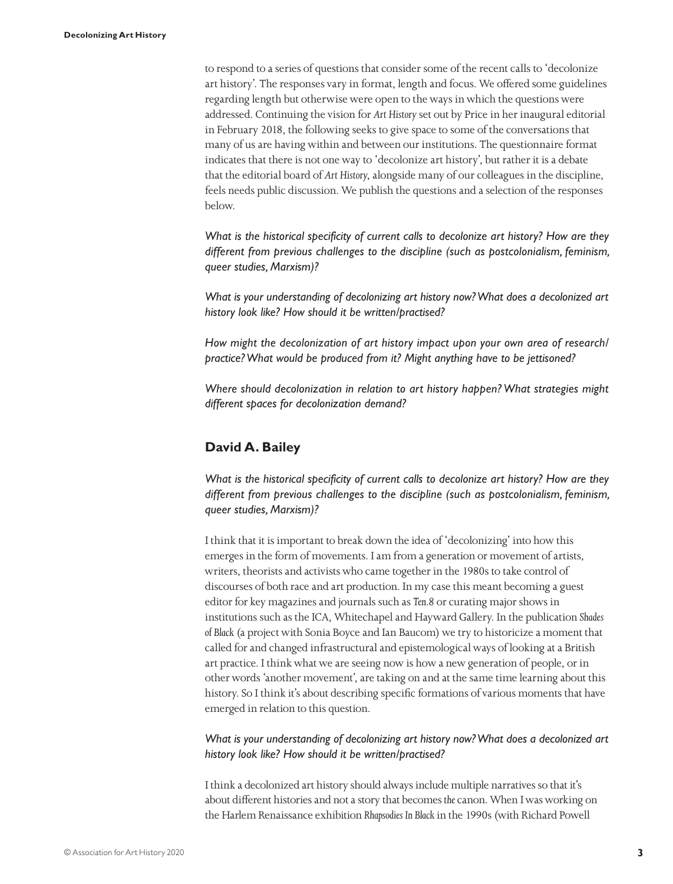to respond to a series of questions that consider some of the recent calls to 'decolonize art history'. The responses vary in format, length and focus. We offered some guidelines regarding length but otherwise were open to the ways in which the questions were addressed. Continuing the vision for *Art History* set out by Price in her inaugural editorial in February 2018, the following seeks to give space to some of the conversations that many of us are having within and between our institutions. The questionnaire format indicates that there is not one way to 'decolonize art history', but rather it is a debate that the editorial board of *Art History*, alongside many of our colleagues in the discipline, feels needs public discussion. We publish the questions and a selection of the responses below.

*What is the historical specificity of current calls to decolonize art history? How are they different from previous challenges to the discipline (such as postcolonialism, feminism, queer studies, Marxism)?*

*What is your understanding of decolonizing art history now? What does a decolonized art history look like? How should it be written/practised?*

*How might the decolonization of art history impact upon your own area of research/practice? What would be produced from it? Might anything have to be jettisoned?*

*Where should decolonization in relation to art history happen? What strategies might different spaces for decolonization demand?*

## David A. Bailey

*What is the historical specificity of current calls to decolonize art history? How are they different from previous challenges to the discipline (such as postcolonialism, feminism, queer studies, Marxism)?*

I think that it is important to break down the idea of 'decolonizing' into how this emerges in the form of movements. I am from a generation or movement of artists, writers, theorists and activists who came together in the 1980s to take control of discourses of both race and art production. In my case this meant becoming a guest editor for key magazines and journals such as *Ten.8* or curating major shows in institutions such as the ICA, Whitechapel and Hayward Gallery. In the publication *Shades of Black* (a project with Sonia Boyce and Ian Baucom) we try to historicize a moment that called for and changed infrastructural and epistemological ways of looking at a British art practice. I think what we are seeing now is how a new generation of people, or in other words 'another movement', are taking on and at the same time learning about this history. So I think it's about describing specific formations of various moments that have emerged in relation to this question.

*What is your understanding of decolonizing art history now? What does a decolonized art history look like? How should it be written/practised?*

I think a decolonized art history should always include multiple narratives so that it's about different histories and not a story that becomes *the* canon. When I was working on the Harlem Renaissance exhibition *Rhapsodies In Black* in the 1990s (with Richard Powell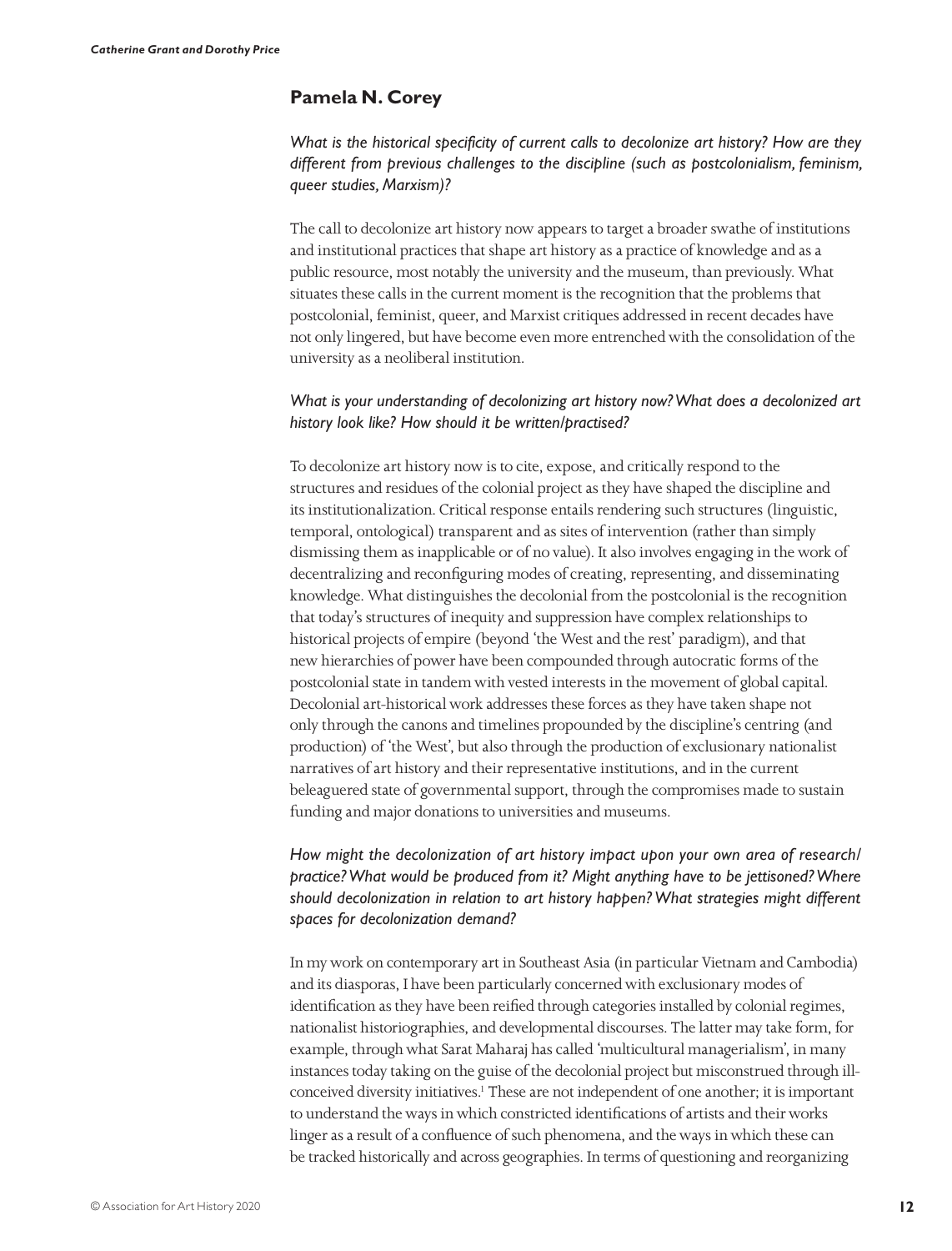## Pamela N. Corey

*What is the historical specificity of current calls to decolonize art history? How are they different from previous challenges to the discipline (such as postcolonialism, feminism, queer studies, Marxism)?*

The call to decolonize art history now appears to target a broader swathe of institutions and institutional practices that shape art history as a practice of knowledge and as a public resource, most notably the university and the museum, than previously. What situates these calls in the current moment is the recognition that the problems that postcolonial, feminist, queer, and Marxist critiques addressed in recent decades have not only lingered, but have become even more entrenched with the consolidation of the university as a neoliberal institution.

*What is your understanding of decolonizing art history now? What does a decolonized art history look like? How should it be written/practised?*

To decolonize art history now is to cite, expose, and critically respond to the structures and residues of the colonial project as they have shaped the discipline and its institutionalization. Critical response entails rendering such structures (linguistic, temporal, ontological) transparent and as sites of intervention (rather than simply dismissing them as inapplicable or of no value). It also involves engaging in the work of decentralizing and reconfiguring modes of creating, representing, and disseminating knowledge. What distinguishes the decolonial from the postcolonial is the recognition that today's structures of inequity and suppression have complex relationships to historical projects of empire (beyond 'the West and the rest' paradigm), and that new hierarchies of power have been compounded through autocratic forms of the postcolonial state in tandem with vested interests in the movement of global capital. Decolonial art-historical work addresses these forces as they have taken shape not only through the canons and timelines propounded by the discipline's centring (and production) of 'the West', but also through the production of exclusionary nationalist narratives of art history and their representative institutions, and in the current beleaguered state of governmental support, through the compromises made to sustain funding and major donations to universities and museums.

*How might the decolonization of art history impact upon your own area of research/practice? What would be produced from it? Might anything have to be jettisoned? Where should decolonization in relation to art history happen? What strategies might different spaces for decolonization demand?*

In my work on contemporary art in Southeast Asia (in particular Vietnam and Cambodia) and its diasporas, I have been particularly concerned with exclusionary modes of identification as they have been reified through categories installed by colonial regimes, nationalist historiographies, and developmental discourses. The latter may take form, for example, through what Sarat Maharaj has called 'multicultural managerialism', in many instances today taking on the guise of the decolonial project but misconstrued through ill-conceived diversity initiatives.[1] These are not independent of one another; it is important to understand the ways in which constricted identifications of artists and their works linger as a result of a confluence of such phenomena, and the ways in which these can be tracked historically and across geographies. In terms of questioning and reorganizing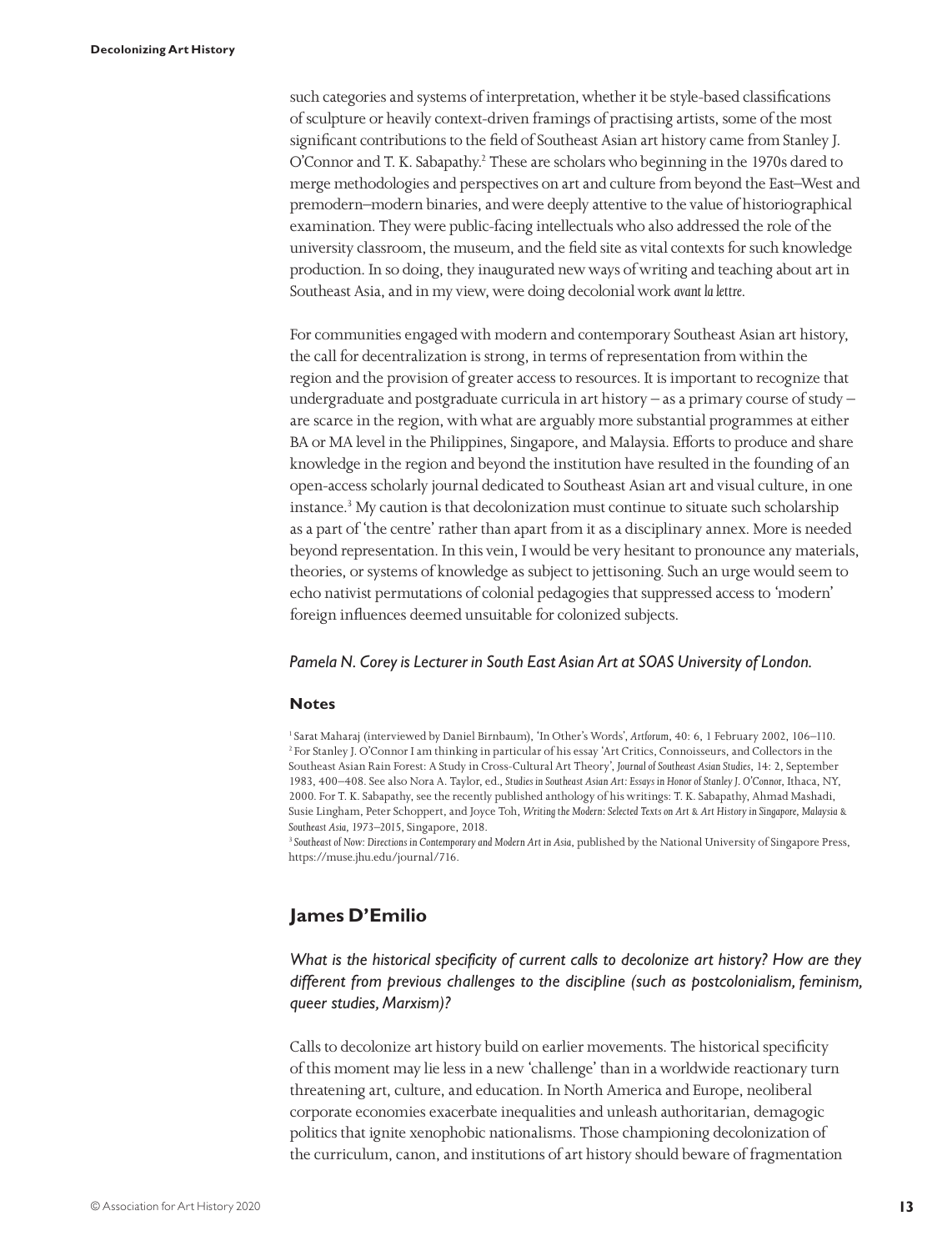such categories and systems of interpretation, whether it be style-based classifications of sculpture or heavily context-driven framings of practising artists, some of the most significant contributions to the field of Southeast Asian art history came from Stanley J. O'Connor and T. K. Sabapathy.[2] These are scholars who beginning in the 1970s dared to merge methodologies and perspectives on art and culture from beyond the East–West and premodern–modern binaries, and were deeply attentive to the value of historiographical examination. They were public-facing intellectuals who also addressed the role of the university classroom, the museum, and the field site as vital contexts for such knowledge production. In so doing, they inaugurated new ways of writing and teaching about art in Southeast Asia, and in my view, were doing decolonial work *avant la lettre*.

For communities engaged with modern and contemporary Southeast Asian art history, the call for decentralization is strong, in terms of representation from within the region and the provision of greater access to resources. It is important to recognize that undergraduate and postgraduate curricula in art history – as a primary course of study – are scarce in the region, with what are arguably more substantial programmes at either BA or MA level in the Philippines, Singapore, and Malaysia. Efforts to produce and share knowledge in the region and beyond the institution have resulted in the founding of an open-access scholarly journal dedicated to Southeast Asian art and visual culture, in one instance.[3] My caution is that decolonization must continue to situate such scholarship as a part of 'the centre' rather than apart from it as a disciplinary annex. More is needed beyond representation. In this vein, I would be very hesitant to pronounce any materials, theories, or systems of knowledge as subject to jettisoning. Such an urge would seem to echo nativist permutations of colonial pedagogies that suppressed access to 'modern' foreign influences deemed unsuitable for colonized subjects.

*Pamela N. Corey is Lecturer in South East Asian Art at SOAS University of London.*

### Notes

[1] Sarat Maharaj (interviewed by Daniel Birnbaum), 'In Other's Words', *Artforum*, 40: 6, 1 February 2002, 106–110.
[2] For Stanley J. O'Connor I am thinking in particular of his essay 'Art Critics, Connoisseurs, and Collectors in the Southeast Asian Rain Forest: A Study in Cross-Cultural Art Theory', *Journal of Southeast Asian Studies*, 14: 2, September 1983, 400–408. See also Nora A. Taylor, ed., *Studies in Southeast Asian Art: Essays in Honor of Stanley J. O'Connor*, Ithaca, NY, 2000. For T. K. Sabapathy, see the recently published anthology of his writings: T. K. Sabapathy, Ahmad Mashadi, Susie Lingham, Peter Schoppert, and Joyce Toh, *Writing the Modern: Selected Texts on Art & Art History in Singapore, Malaysia & Southeast Asia, 1973–2015*, Singapore, 2018.
[3] *Southeast of Now: Directions in Contemporary and Modern Art in Asia*, published by the National University of Singapore Press, https://muse.jhu.edu/journal/716.

## James D'Emilio

*What is the historical specificity of current calls to decolonize art history? How are they different from previous challenges to the discipline (such as postcolonialism, feminism, queer studies, Marxism)?*

Calls to decolonize art history build on earlier movements. The historical specificity of this moment may lie less in a new 'challenge' than in a worldwide reactionary turn threatening art, culture, and education. In North America and Europe, neoliberal corporate economies exacerbate inequalities and unleash authoritarian, demagogic politics that ignite xenophobic nationalisms. Those championing decolonization of the curriculum, canon, and institutions of art history should beware of fragmentation